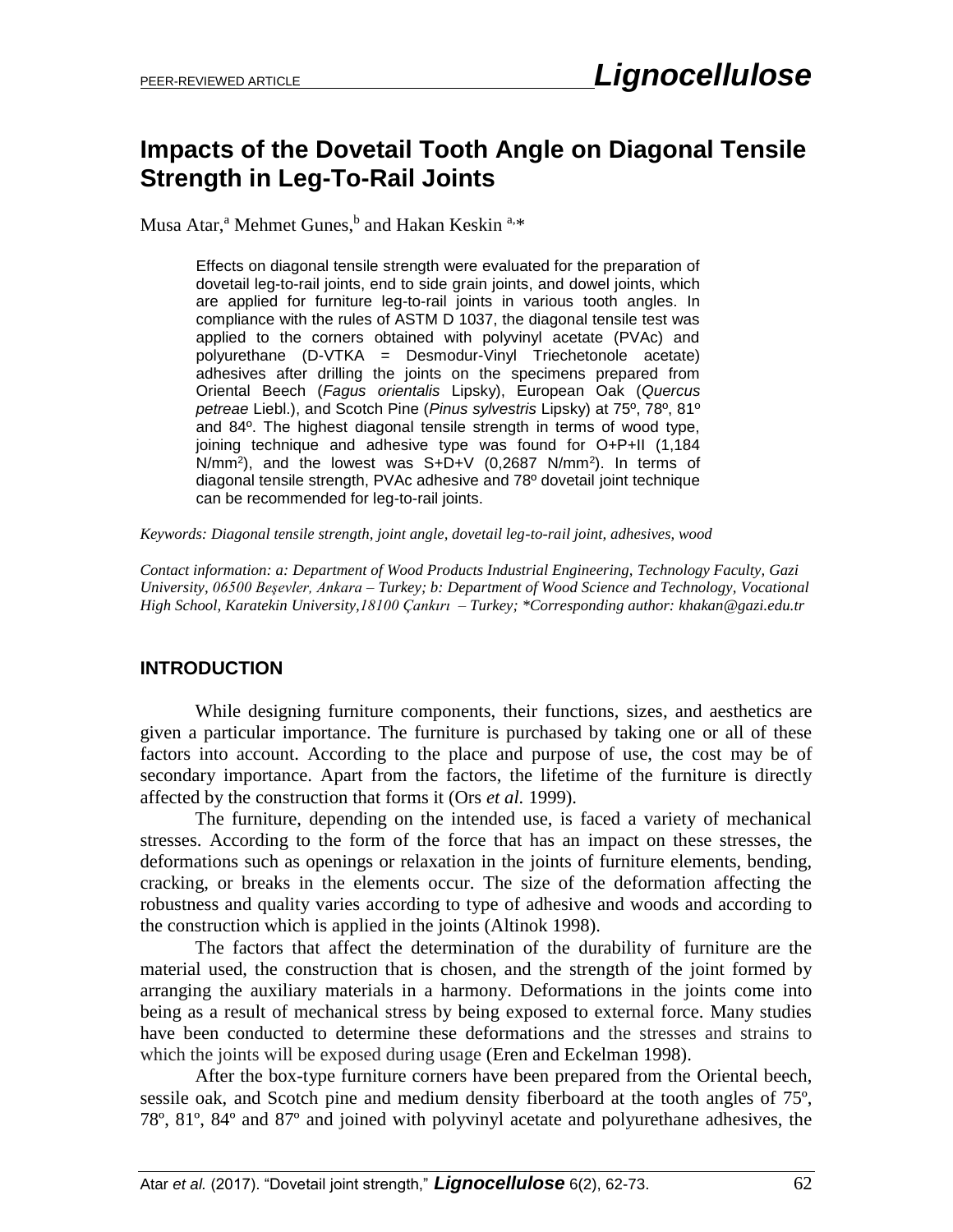# Impacts of the Dovetail Tooth Angle on Diagonal Tensile Strength in Leg-To-Rail Joints

Musa Atar,[a] Mehmet Gunes,[b] and Hakan Keskin [a,*]

> Effects on diagonal tensile strength were evaluated for the preparation of dovetail leg-to-rail joints, end to side grain joints, and dowel joints, which are applied for furniture leg-to-rail joints in various tooth angles. In compliance with the rules of ASTM D 1037, the diagonal tensile test was applied to the corners obtained with polyvinyl acetate (PVAc) and polyurethane (D-VTKA = Desmodur-Vinyl Triechetonole acetate) adhesives after drilling the joints on the specimens prepared from Oriental Beech (*Fagus orientalis* Lipsky), European Oak (*Quercus petreae* Liebl.), and Scotch Pine (*Pinus sylvestris* Lipsky) at 75º, 78º, 81º and 84º. The highest diagonal tensile strength in terms of wood type, joining technique and adhesive type was found for O+P+II (1,184 N/mm$^2$), and the lowest was S+D+V (0,2687 N/mm$^2$). In terms of diagonal tensile strength, PVAc adhesive and 78º dovetail joint technique can be recommended for leg-to-rail joints.

*Keywords: Diagonal tensile strength, joint angle, dovetail leg-to-rail joint, adhesives, wood*

*Contact information: a: Department of Wood Products Industrial Engineering, Technology Faculty, Gazi University, 06500 Beşevler, Ankara – Turkey; b: Department of Wood Science and Technology, Vocational High School, Karatekin University,18100 Çankırı – Turkey; \*Corresponding author: khakan@gazi.edu.tr*

## INTRODUCTION

While designing furniture components, their functions, sizes, and aesthetics are given a particular importance. The furniture is purchased by taking one or all of these factors into account. According to the place and purpose of use, the cost may be of secondary importance. Apart from the factors, the lifetime of the furniture is directly affected by the construction that forms it (Ors *et al.* 1999).

The furniture, depending on the intended use, is faced a variety of mechanical stresses. According to the form of the force that has an impact on these stresses, the deformations such as openings or relaxation in the joints of furniture elements, bending, cracking, or breaks in the elements occur. The size of the deformation affecting the robustness and quality varies according to type of adhesive and woods and according to the construction which is applied in the joints (Altinok 1998).

The factors that affect the determination of the durability of furniture are the material used, the construction that is chosen, and the strength of the joint formed by arranging the auxiliary materials in a harmony. Deformations in the joints come into being as a result of mechanical stress by being exposed to external force. Many studies have been conducted to determine these deformations and the stresses and strains to which the joints will be exposed during usage (Eren and Eckelman 1998).

After the box-type furniture corners have been prepared from the Oriental beech, sessile oak, and Scotch pine and medium density fiberboard at the tooth angles of 75º, 78º, 81º, 84º and 87º and joined with polyvinyl acetate and polyurethane adhesives, the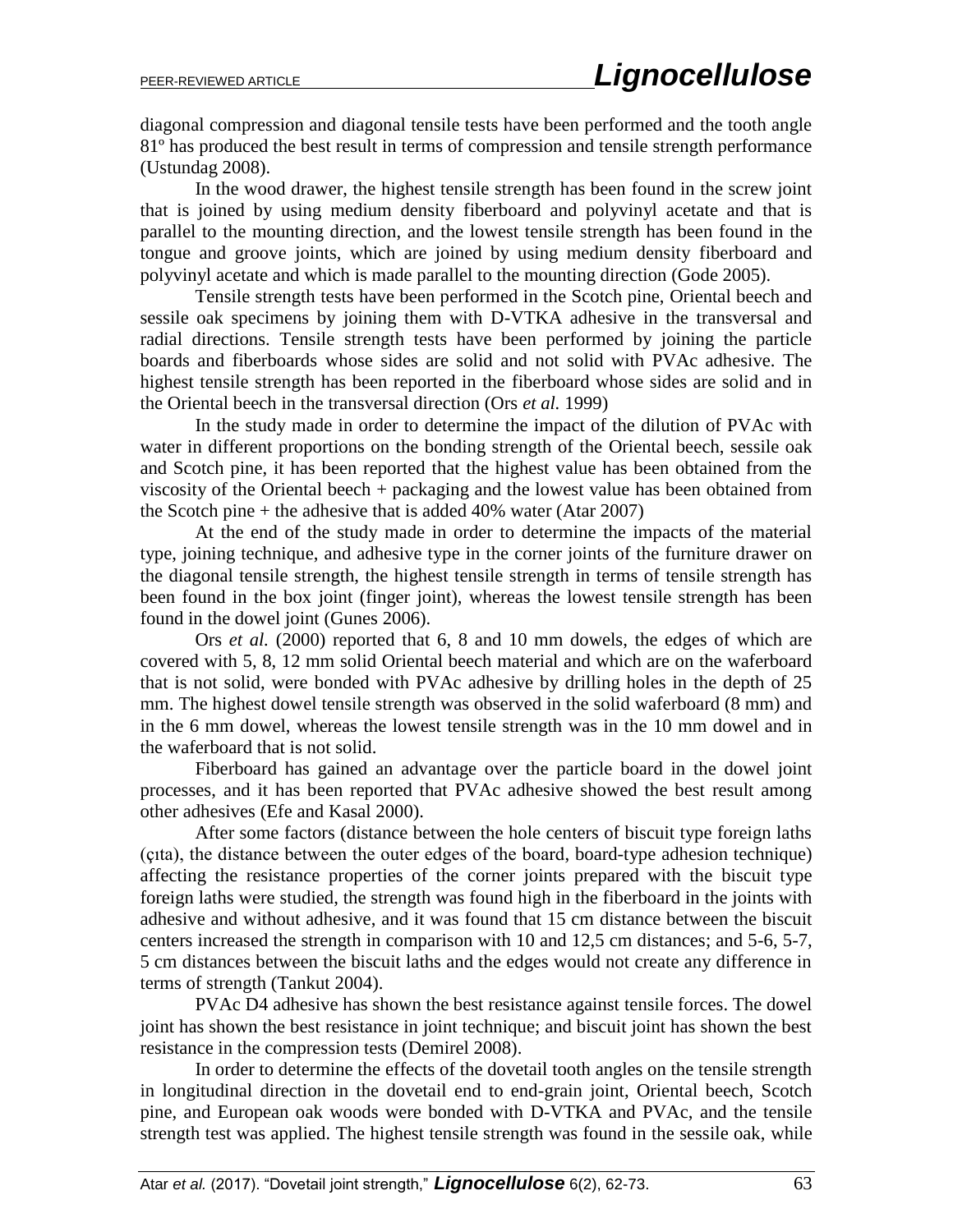diagonal compression and diagonal tensile tests have been performed and the tooth angle 81º has produced the best result in terms of compression and tensile strength performance (Ustundag 2008).

In the wood drawer, the highest tensile strength has been found in the screw joint that is joined by using medium density fiberboard and polyvinyl acetate and that is parallel to the mounting direction, and the lowest tensile strength has been found in the tongue and groove joints, which are joined by using medium density fiberboard and polyvinyl acetate and which is made parallel to the mounting direction (Gode 2005).

Tensile strength tests have been performed in the Scotch pine, Oriental beech and sessile oak specimens by joining them with D-VTKA adhesive in the transversal and radial directions. Tensile strength tests have been performed by joining the particle boards and fiberboards whose sides are solid and not solid with PVAc adhesive. The highest tensile strength has been reported in the fiberboard whose sides are solid and in the Oriental beech in the transversal direction (Ors *et al.* 1999)

In the study made in order to determine the impact of the dilution of PVAc with water in different proportions on the bonding strength of the Oriental beech, sessile oak and Scotch pine, it has been reported that the highest value has been obtained from the viscosity of the Oriental beech + packaging and the lowest value has been obtained from the Scotch pine + the adhesive that is added 40% water (Atar 2007)

At the end of the study made in order to determine the impacts of the material type, joining technique, and adhesive type in the corner joints of the furniture drawer on the diagonal tensile strength, the highest tensile strength in terms of tensile strength has been found in the box joint (finger joint), whereas the lowest tensile strength has been found in the dowel joint (Gunes 2006).

Ors *et al.* (2000) reported that 6, 8 and 10 mm dowels, the edges of which are covered with 5, 8, 12 mm solid Oriental beech material and which are on the waferboard that is not solid, were bonded with PVAc adhesive by drilling holes in the depth of 25 mm. The highest dowel tensile strength was observed in the solid waferboard (8 mm) and in the 6 mm dowel, whereas the lowest tensile strength was in the 10 mm dowel and in the waferboard that is not solid.

Fiberboard has gained an advantage over the particle board in the dowel joint processes, and it has been reported that PVAc adhesive showed the best result among other adhesives (Efe and Kasal 2000).

After some factors (distance between the hole centers of biscuit type foreign laths (çıta), the distance between the outer edges of the board, board-type adhesion technique) affecting the resistance properties of the corner joints prepared with the biscuit type foreign laths were studied, the strength was found high in the fiberboard in the joints with adhesive and without adhesive, and it was found that 15 cm distance between the biscuit centers increased the strength in comparison with 10 and 12,5 cm distances; and 5-6, 5-7, 5 cm distances between the biscuit laths and the edges would not create any difference in terms of strength (Tankut 2004).

PVAc D4 adhesive has shown the best resistance against tensile forces. The dowel joint has shown the best resistance in joint technique; and biscuit joint has shown the best resistance in the compression tests (Demirel 2008).

In order to determine the effects of the dovetail tooth angles on the tensile strength in longitudinal direction in the dovetail end to end-grain joint, Oriental beech, Scotch pine, and European oak woods were bonded with D-VTKA and PVAc, and the tensile strength test was applied. The highest tensile strength was found in the sessile oak, while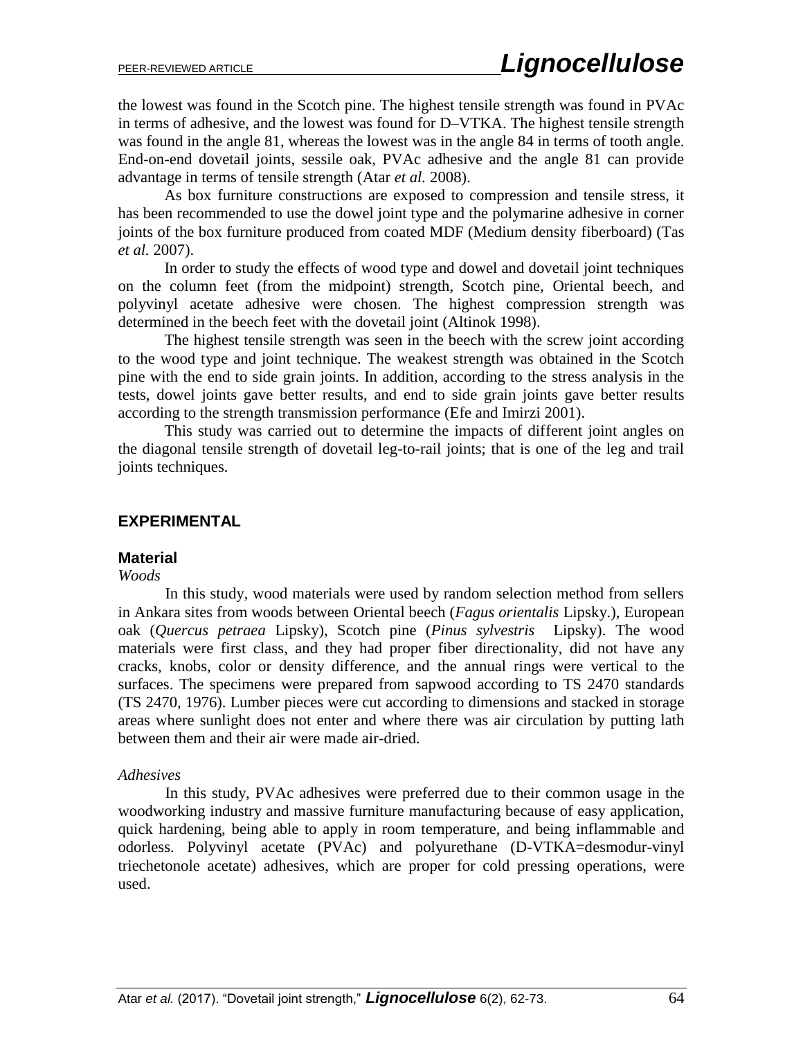the lowest was found in the Scotch pine. The highest tensile strength was found in PVAc in terms of adhesive, and the lowest was found for D–VTKA. The highest tensile strength was found in the angle 81, whereas the lowest was in the angle 84 in terms of tooth angle. End-on-end dovetail joints, sessile oak, PVAc adhesive and the angle 81 can provide advantage in terms of tensile strength (Atar *et al.* 2008).

As box furniture constructions are exposed to compression and tensile stress, it has been recommended to use the dowel joint type and the polymarine adhesive in corner joints of the box furniture produced from coated MDF (Medium density fiberboard) (Tas *et al.* 2007).

In order to study the effects of wood type and dowel and dovetail joint techniques on the column feet (from the midpoint) strength, Scotch pine, Oriental beech, and polyvinyl acetate adhesive were chosen. The highest compression strength was determined in the beech feet with the dovetail joint (Altinok 1998).

The highest tensile strength was seen in the beech with the screw joint according to the wood type and joint technique. The weakest strength was obtained in the Scotch pine with the end to side grain joints. In addition, according to the stress analysis in the tests, dowel joints gave better results, and end to side grain joints gave better results according to the strength transmission performance (Efe and Imirzi 2001).

This study was carried out to determine the impacts of different joint angles on the diagonal tensile strength of dovetail leg-to-rail joints; that is one of the leg and trail joints techniques.

## EXPERIMENTAL

### Material

*Woods*

In this study, wood materials were used by random selection method from sellers in Ankara sites from woods between Oriental beech (*Fagus orientalis* Lipsky.), European oak (*Quercus petraea* Lipsky), Scotch pine (*Pinus sylvestris* Lipsky). The wood materials were first class, and they had proper fiber directionality, did not have any cracks, knobs, color or density difference, and the annual rings were vertical to the surfaces. The specimens were prepared from sapwood according to TS 2470 standards (TS 2470, 1976). Lumber pieces were cut according to dimensions and stacked in storage areas where sunlight does not enter and where there was air circulation by putting lath between them and their air were made air-dried.

*Adhesives*

In this study, PVAc adhesives were preferred due to their common usage in the woodworking industry and massive furniture manufacturing because of easy application, quick hardening, being able to apply in room temperature, and being inflammable and odorless. Polyvinyl acetate (PVAc) and polyurethane (D-VTKA=desmodur-vinyl triechetonole acetate) adhesives, which are proper for cold pressing operations, were used.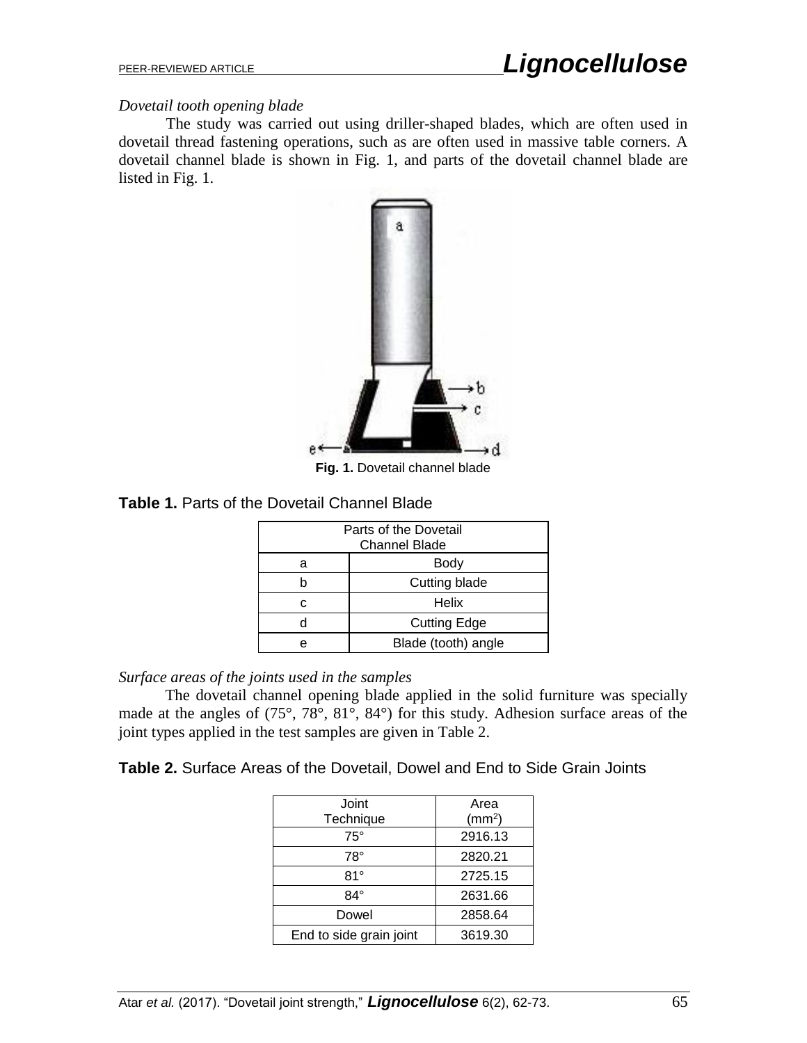*Dovetail tooth opening blade*

The study was carried out using driller-shaped blades, which are often used in dovetail thread fastening operations, such as are often used in massive table corners. A dovetail channel blade is shown in Fig. 1, and parts of the dovetail channel blade are listed in Fig. 1.

**Fig. 1.** Dovetail channel blade

**Table 1.** Parts of the Dovetail Channel Blade

| Parts of the Dovetail Channel Blade | |
|---|---|
| a | Body |
| b | Cutting blade |
| c | Helix |
| d | Cutting Edge |
| e | Blade (tooth) angle |

*Surface areas of the joints used in the samples*

The dovetail channel opening blade applied in the solid furniture was specially made at the angles of (75°, 78°, 81°, 84°) for this study. Adhesion surface areas of the joint types applied in the test samples are given in Table 2.

**Table 2.** Surface Areas of the Dovetail, Dowel and End to Side Grain Joints

| Joint Technique | Area ($mm^2$) |
|---|---|
| 75° | 2916.13 |
| 78° | 2820.21 |
| 81° | 2725.15 |
| 84° | 2631.66 |
| Dowel | 2858.64 |
| End to side grain joint | 3619.30 |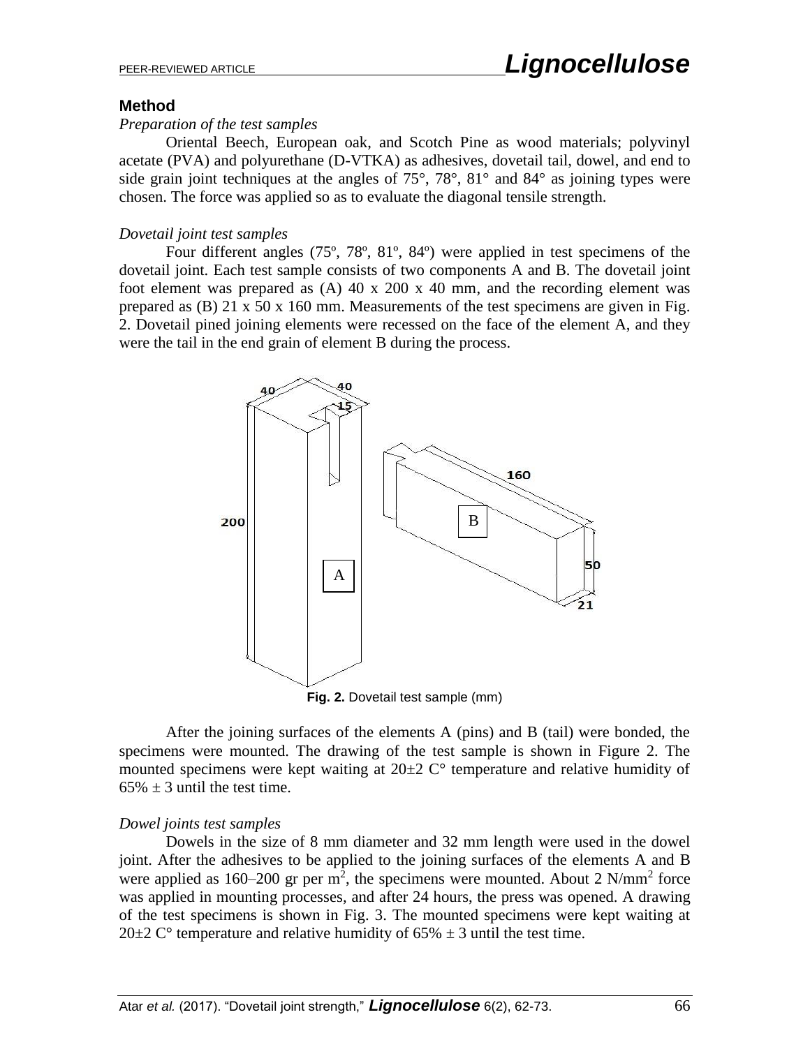### Method

*Preparation of the test samples*

Oriental Beech, European oak, and Scotch Pine as wood materials; polyvinyl acetate (PVA) and polyurethane (D-VTKA) as adhesives, dovetail tail, dowel, and end to side grain joint techniques at the angles of 75°, 78°, 81° and 84° as joining types were chosen. The force was applied so as to evaluate the diagonal tensile strength.

*Dovetail joint test samples*

Four different angles (75º, 78º, 81º, 84º) were applied in test specimens of the dovetail joint. Each test sample consists of two components A and B. The dovetail joint foot element was prepared as (A) 40 x 200 x 40 mm, and the recording element was prepared as (B) 21 x 50 x 160 mm. Measurements of the test specimens are given in Fig. 2. Dovetail pined joining elements were recessed on the face of the element A, and they were the tail in the end grain of element B during the process.

**Fig. 2.** Dovetail test sample (mm)

After the joining surfaces of the elements A (pins) and B (tail) were bonded, the specimens were mounted. The drawing of the test sample is shown in Figure 2. The mounted specimens were kept waiting at 20±2 C° temperature and relative humidity of 65% ± 3 until the test time.

*Dowel joints test samples*

Dowels in the size of 8 mm diameter and 32 mm length were used in the dowel joint. After the adhesives to be applied to the joining surfaces of the elements A and B were applied as 160–200 gr per $m^2$, the specimens were mounted. About 2 $N/mm^2$ force was applied in mounting processes, and after 24 hours, the press was opened. A drawing of the test specimens is shown in Fig. 3. The mounted specimens were kept waiting at 20±2 C° temperature and relative humidity of 65% ± 3 until the test time.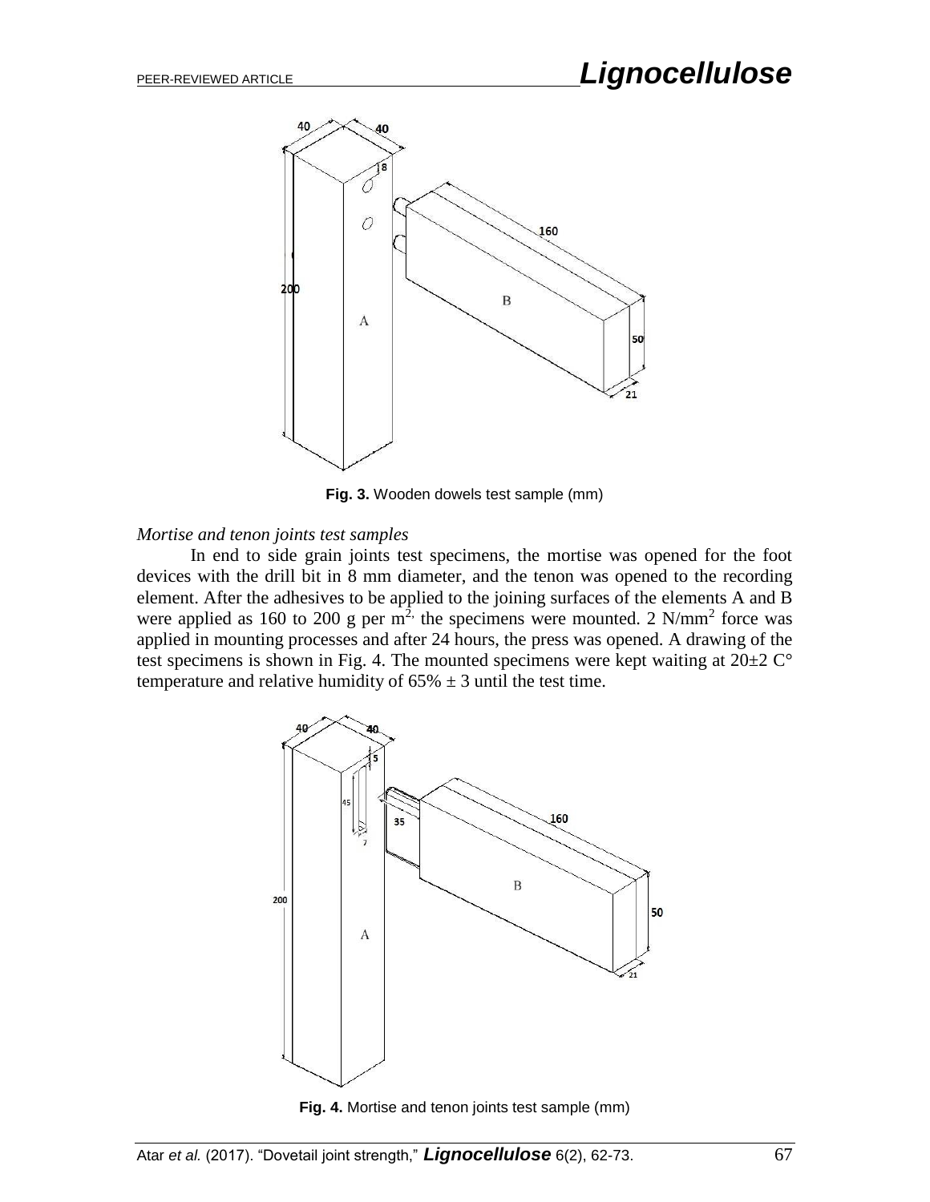**Fig. 3.** Wooden dowels test sample (mm)

*Mortise and tenon joints test samples*

In end to side grain joints test specimens, the mortise was opened for the foot devices with the drill bit in 8 mm diameter, and the tenon was opened to the recording element. After the adhesives to be applied to the joining surfaces of the elements A and B were applied as 160 to 200 g per $m^{2,}$ the specimens were mounted. 2 $N/mm^2$ force was applied in mounting processes and after 24 hours, the press was opened. A drawing of the test specimens is shown in Fig. 4. The mounted specimens were kept waiting at 20±2 C° temperature and relative humidity of 65% ± 3 until the test time.

**Fig. 4.** Mortise and tenon joints test sample (mm)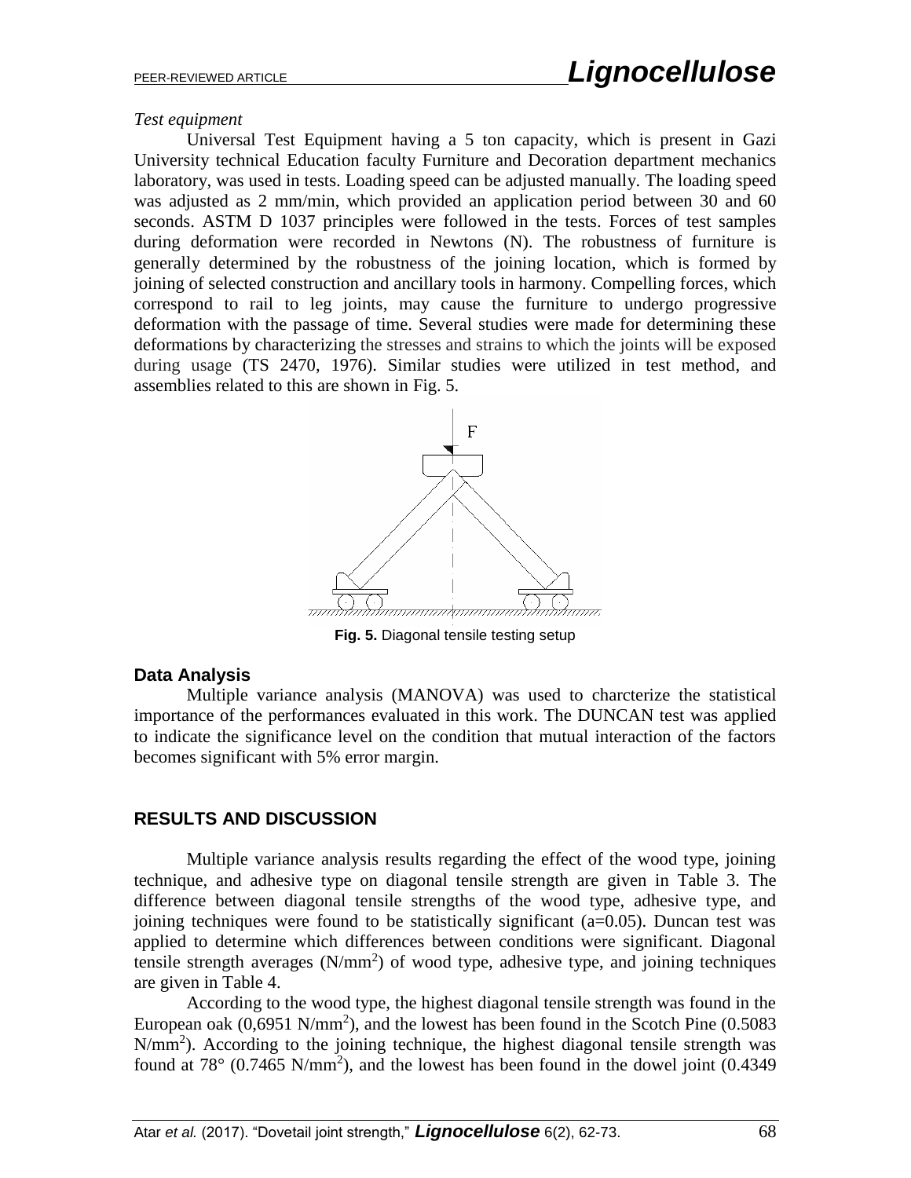*Test equipment*

Universal Test Equipment having a 5 ton capacity, which is present in Gazi University technical Education faculty Furniture and Decoration department mechanics laboratory, was used in tests. Loading speed can be adjusted manually. The loading speed was adjusted as 2 mm/min, which provided an application period between 30 and 60 seconds. ASTM D 1037 principles were followed in the tests. Forces of test samples during deformation were recorded in Newtons (N). The robustness of furniture is generally determined by the robustness of the joining location, which is formed by joining of selected construction and ancillary tools in harmony. Compelling forces, which correspond to rail to leg joints, may cause the furniture to undergo progressive deformation with the passage of time. Several studies were made for determining these deformations by characterizing the stresses and strains to which the joints will be exposed during usage (TS 2470, 1976). Similar studies were utilized in test method, and assemblies related to this are shown in Fig. 5.

**Fig. 5.** Diagonal tensile testing setup

## Data Analysis

Multiple variance analysis (MANOVA) was used to charcterize the statistical importance of the performances evaluated in this work. The DUNCAN test was applied to indicate the significance level on the condition that mutual interaction of the factors becomes significant with 5% error margin.

## RESULTS AND DISCUSSION

Multiple variance analysis results regarding the effect of the wood type, joining technique, and adhesive type on diagonal tensile strength are given in Table 3. The difference between diagonal tensile strengths of the wood type, adhesive type, and joining techniques were found to be statistically significant (a=0.05). Duncan test was applied to determine which differences between conditions were significant. Diagonal tensile strength averages ($N/mm^2$) of wood type, adhesive type, and joining techniques are given in Table 4.

According to the wood type, the highest diagonal tensile strength was found in the European oak (0,6951 $N/mm^2$), and the lowest has been found in the Scotch Pine (0.5083 $N/mm^2$). According to the joining technique, the highest diagonal tensile strength was found at 78° (0.7465 $N/mm^2$), and the lowest has been found in the dowel joint (0.4349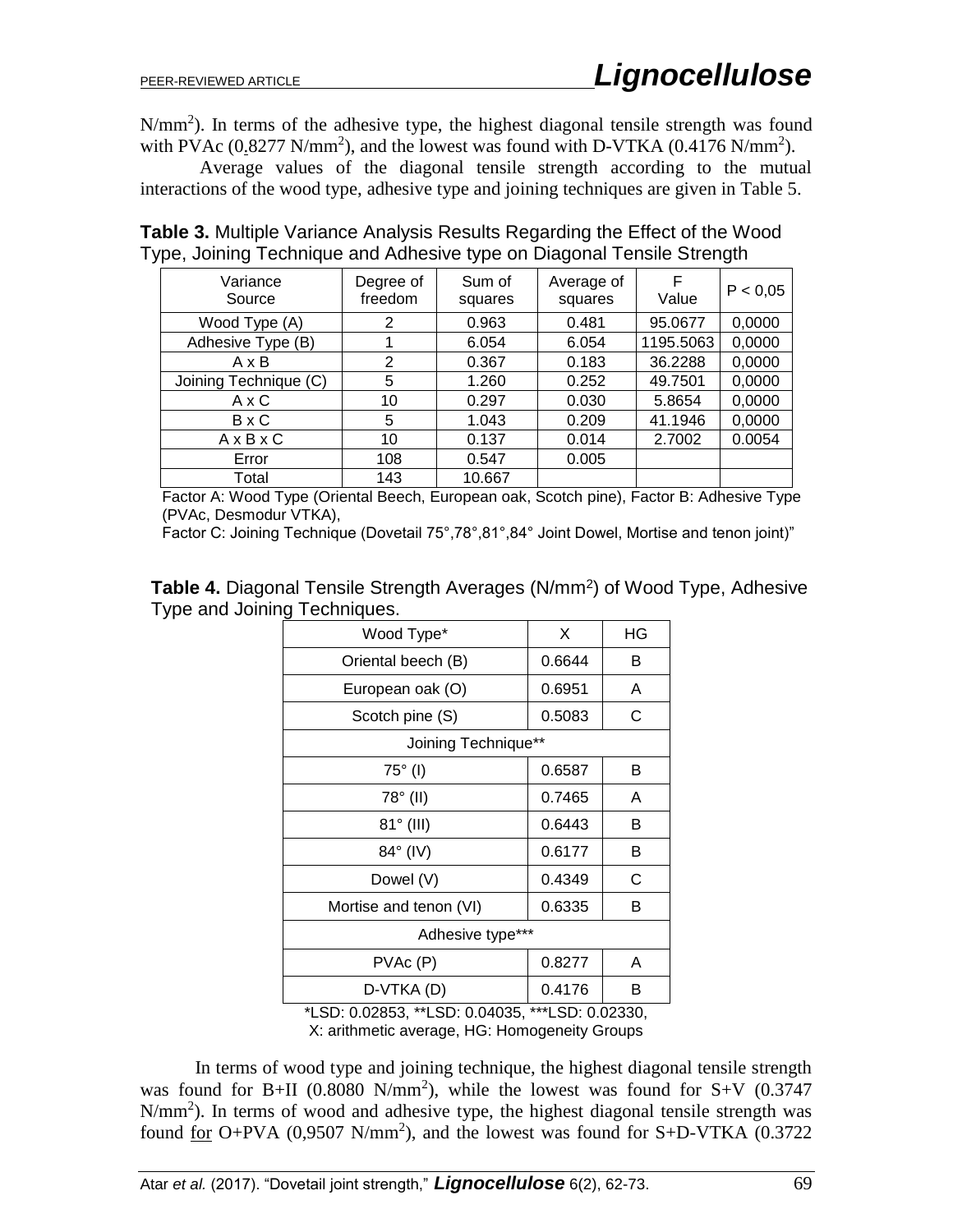$N/mm^2$). In terms of the adhesive type, the highest diagonal tensile strength was found with PVAc (0.8277 $N/mm^2$), and the lowest was found with D-VTKA (0.4176 $N/mm^2$).

Average values of the diagonal tensile strength according to the mutual interactions of the wood type, adhesive type and joining techniques are given in Table 5.

**Table 3.** Multiple Variance Analysis Results Regarding the Effect of the Wood Type, Joining Technique and Adhesive type on Diagonal Tensile Strength

| Variance Source | Degree of freedom | Sum of squares | Average of squares | F Value | P < 0,05 |
|---|---|---|---|---|---|
| Wood Type (A) | 2 | 0.963 | 0.481 | 95.0677 | 0,0000 |
| Adhesive Type (B) | 1 | 6.054 | 6.054 | 1195.5063 | 0,0000 |
| A x B | 2 | 0.367 | 0.183 | 36.2288 | 0,0000 |
| Joining Technique (C) | 5 | 1.260 | 0.252 | 49.7501 | 0,0000 |
| A x C | 10 | 0.297 | 0.030 | 5.8654 | 0,0000 |
| B x C | 5 | 1.043 | 0.209 | 41.1946 | 0,0000 |
| A x B x C | 10 | 0.137 | 0.014 | 2.7002 | 0.0054 |
| Error | 108 | 0.547 | 0.005 | | |
| Total | 143 | 10.667 | | | |

Factor A: Wood Type (Oriental Beech, European oak, Scotch pine), Factor B: Adhesive Type (PVAc, Desmodur VTKA),
Factor C: Joining Technique (Dovetail 75°,78°,81°,84° Joint Dowel, Mortise and tenon joint)"

**Table 4.** Diagonal Tensile Strength Averages ($N/mm^2$) of Wood Type, Adhesive Type and Joining Techniques.

| Wood Type* | X | HG |
|---|---|---|
| Oriental beech (B) | 0.6644 | B |
| European oak (O) | 0.6951 | A |
| Scotch pine (S) | 0.5083 | C |
| Joining Technique** | | |
| 75° (I) | 0.6587 | B |
| 78° (II) | 0.7465 | A |
| 81° (III) | 0.6443 | B |
| 84° (IV) | 0.6177 | B |
| Dowel (V) | 0.4349 | C |
| Mortise and tenon (VI) | 0.6335 | B |
| Adhesive type*** | | |
| PVAc (P) | 0.8277 | A |
| D-VTKA (D) | 0.4176 | B |

*LSD: 0.02853, **LSD: 0.04035, ***LSD: 0.02330,
X: arithmetic average, HG: Homogeneity Groups

In terms of wood type and joining technique, the highest diagonal tensile strength was found for B+II (0.8080 $N/mm^2$), while the lowest was found for S+V (0.3747 $N/mm^2$). In terms of wood and adhesive type, the highest diagonal tensile strength was found for O+PVA (0,9507 $N/mm^2$), and the lowest was found for S+D-VTKA (0.3722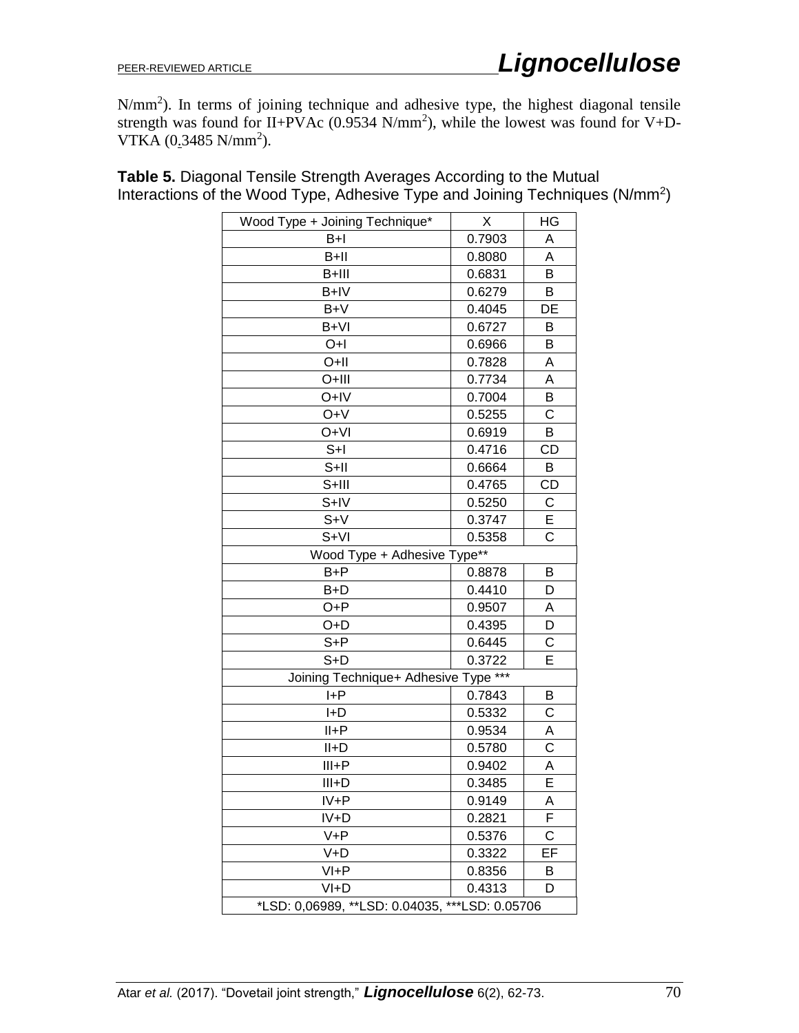N/mm$^2$). In terms of joining technique and adhesive type, the highest diagonal tensile strength was found for II+PVAc (0.9534 N/mm$^2$), while the lowest was found for V+D-VTKA (0.3485 N/mm$^2$).

**Table 5.** Diagonal Tensile Strength Averages According to the Mutual Interactions of the Wood Type, Adhesive Type and Joining Techniques (N/mm$^2$)

| Wood Type + Joining Technique* | X | HG |
|---|---|---|
| B+I | 0.7903 | A |
| B+II | 0.8080 | A |
| B+III | 0.6831 | B |
| B+IV | 0.6279 | B |
| B+V | 0.4045 | DE |
| B+VI | 0.6727 | B |
| O+I | 0.6966 | B |
| O+II | 0.7828 | A |
| O+III | 0.7734 | A |
| O+IV | 0.7004 | B |
| O+V | 0.5255 | C |
| O+VI | 0.6919 | B |
| S+I | 0.4716 | CD |
| S+II | 0.6664 | B |
| S+III | 0.4765 | CD |
| S+IV | 0.5250 | C |
| S+V | 0.3747 | E |
| S+VI | 0.5358 | C |
| Wood Type + Adhesive Type** | | |
| B+P | 0.8878 | B |
| B+D | 0.4410 | D |
| O+P | 0.9507 | A |
| O+D | 0.4395 | D |
| S+P | 0.6445 | C |
| S+D | 0.3722 | E |
| Joining Technique+ Adhesive Type *** | | |
| I+P | 0.7843 | B |
| I+D | 0.5332 | C |
| II+P | 0.9534 | A |
| II+D | 0.5780 | C |
| III+P | 0.9402 | A |
| III+D | 0.3485 | E |
| IV+P | 0.9149 | A |
| IV+D | 0.2821 | F |
| V+P | 0.5376 | C |
| V+D | 0.3322 | EF |
| VI+P | 0.8356 | B |
| VI+D | 0.4313 | D |
| *LSD: 0,06989, **LSD: 0.04035, ***LSD: 0.05706 | | |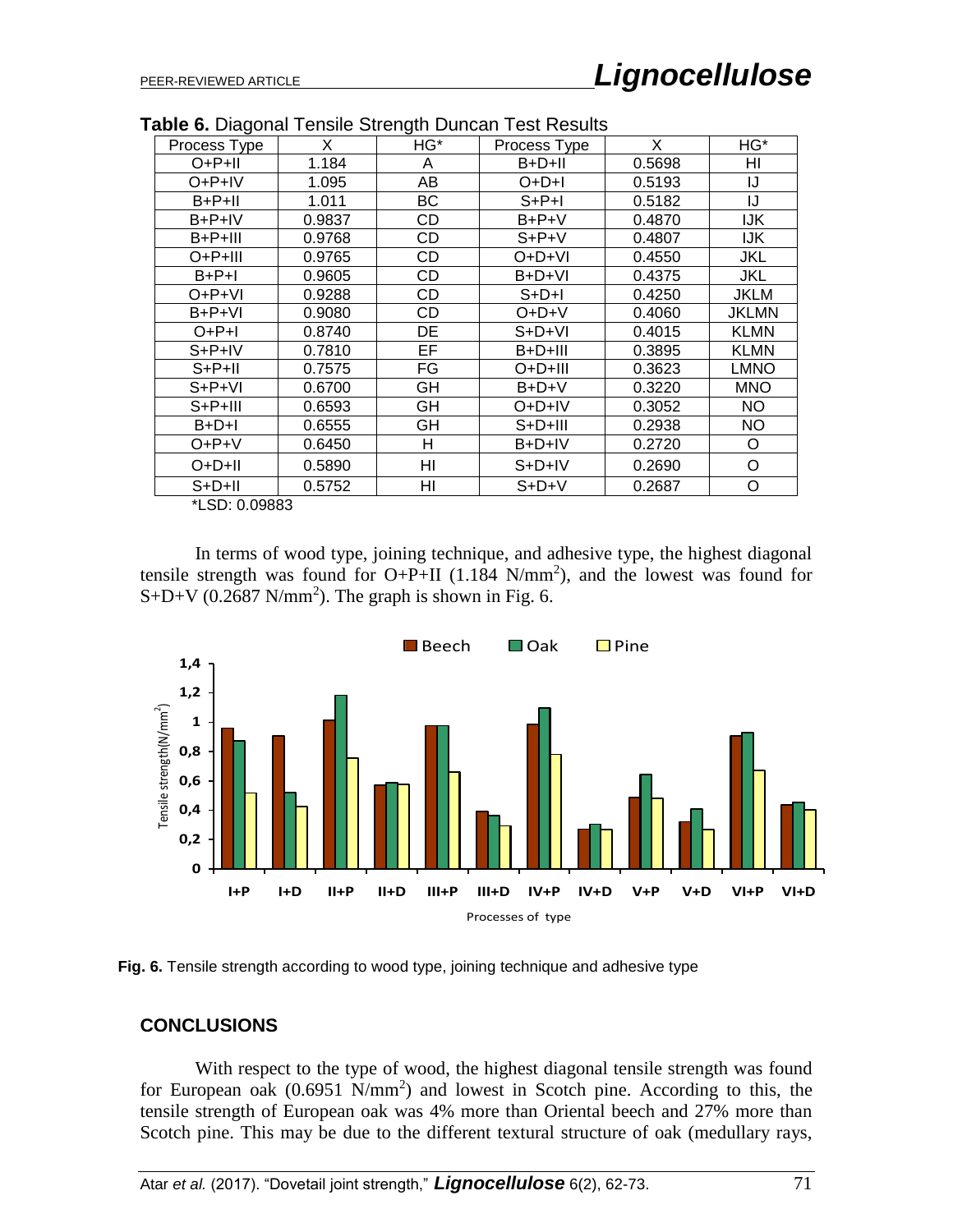**Table 6.** Diagonal Tensile Strength Duncan Test Results

| Process Type | X | HG* | Process Type | X | HG* |
|---|---|---|---|---|---|
| O+P+II | 1.184 | A | B+D+II | 0.5698 | HI |
| O+P+IV | 1.095 | AB | O+D+I | 0.5193 | IJ |
| B+P+II | 1.011 | BC | S+P+I | 0.5182 | IJ |
| B+P+IV | 0.9837 | CD | B+P+V | 0.4870 | IJK |
| B+P+III | 0.9768 | CD | S+P+V | 0.4807 | IJK |
| O+P+III | 0.9765 | CD | O+D+VI | 0.4550 | JKL |
| B+P+I | 0.9605 | CD | B+D+VI | 0.4375 | JKL |
| O+P+VI | 0.9288 | CD | S+D+I | 0.4250 | JKLM |
| B+P+VI | 0.9080 | CD | O+D+V | 0.4060 | JKLMN |
| O+P+I | 0.8740 | DE | S+D+VI | 0.4015 | KLMN |
| S+P+IV | 0.7810 | EF | B+D+III | 0.3895 | KLMN |
| S+P+II | 0.7575 | FG | O+D+III | 0.3623 | LMNO |
| S+P+VI | 0.6700 | GH | B+D+V | 0.3220 | MNO |
| S+P+III | 0.6593 | GH | O+D+IV | 0.3052 | NO |
| B+D+I | 0.6555 | GH | S+D+III | 0.2938 | NO |
| O+P+V | 0.6450 | H | B+D+IV | 0.2720 | O |
| O+D+II | 0.5890 | HI | S+D+IV | 0.2690 | O |
| S+D+II | 0.5752 | HI | S+D+V | 0.2687 | O |

*LSD: 0.09883

In terms of wood type, joining technique, and adhesive type, the highest diagonal tensile strength was found for O+P+II (1.184 N/mm$^2$), and the lowest was found for S+D+V (0.2687 N/mm$^2$). The graph is shown in Fig. 6.

**Fig. 6.** Tensile strength according to wood type, joining technique and adhesive type

## CONCLUSIONS

With respect to the type of wood, the highest diagonal tensile strength was found for European oak (0.6951 N/mm$^2$) and lowest in Scotch pine. According to this, the tensile strength of European oak was 4% more than Oriental beech and 27% more than Scotch pine. This may be due to the different textural structure of oak (medullary rays,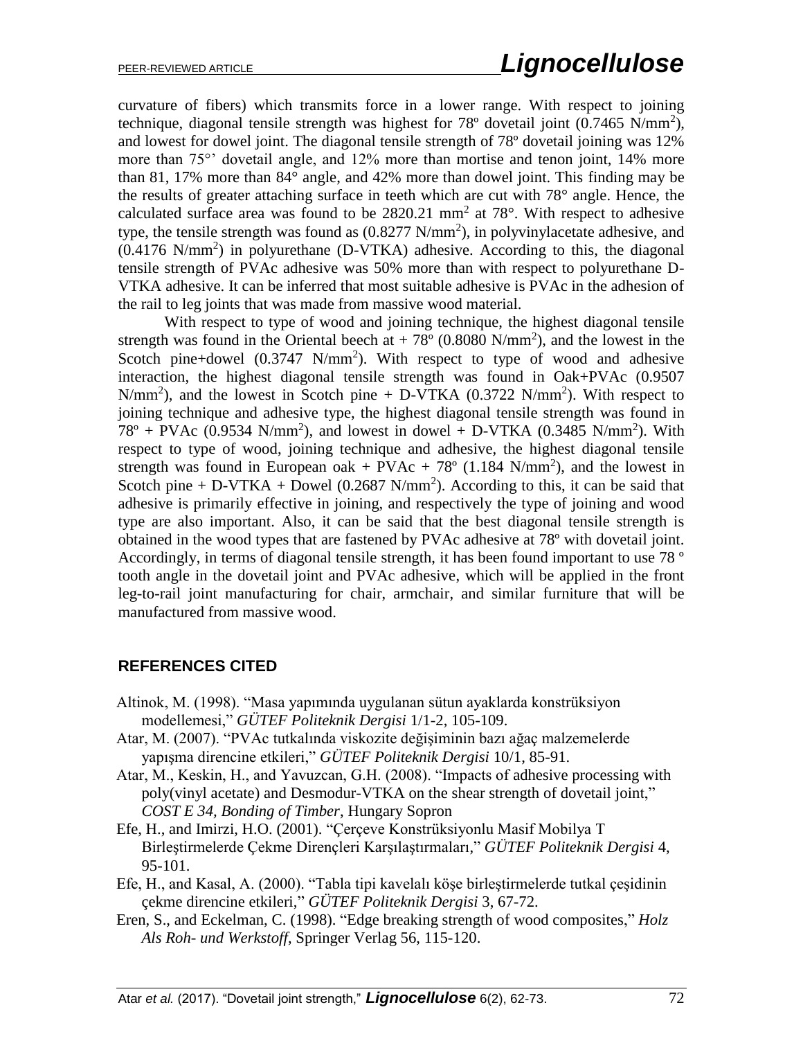curvature of fibers) which transmits force in a lower range. With respect to joining technique, diagonal tensile strength was highest for 78º dovetail joint (0.7465 N/mm$^2$), and lowest for dowel joint. The diagonal tensile strength of 78º dovetail joining was 12% more than 75°' dovetail angle, and 12% more than mortise and tenon joint, 14% more than 81, 17% more than 84° angle, and 42% more than dowel joint. This finding may be the results of greater attaching surface in teeth which are cut with 78° angle. Hence, the calculated surface area was found to be 2820.21 mm$^2$ at 78°. With respect to adhesive type, the tensile strength was found as (0.8277 N/mm$^2$), in polyvinylacetate adhesive, and (0.4176 N/mm$^2$) in polyurethane (D-VTKA) adhesive. According to this, the diagonal tensile strength of PVAc adhesive was 50% more than with respect to polyurethane D-VTKA adhesive. It can be inferred that most suitable adhesive is PVAc in the adhesion of the rail to leg joints that was made from massive wood material.

With respect to type of wood and joining technique, the highest diagonal tensile strength was found in the Oriental beech at + 78º (0.8080 N/mm$^2$), and the lowest in the Scotch pine+dowel (0.3747 N/mm$^2$). With respect to type of wood and adhesive interaction, the highest diagonal tensile strength was found in Oak+PVAc (0.9507 N/mm$^2$), and the lowest in Scotch pine + D-VTKA (0.3722 N/mm$^2$). With respect to joining technique and adhesive type, the highest diagonal tensile strength was found in 78º + PVAc (0.9534 N/mm$^2$), and lowest in dowel + D-VTKA (0.3485 N/mm$^2$). With respect to type of wood, joining technique and adhesive, the highest diagonal tensile strength was found in European oak + PVAc + 78º (1.184 N/mm$^2$), and the lowest in Scotch pine + D-VTKA + Dowel (0.2687 N/mm$^2$). According to this, it can be said that adhesive is primarily effective in joining, and respectively the type of joining and wood type are also important. Also, it can be said that the best diagonal tensile strength is obtained in the wood types that are fastened by PVAc adhesive at 78º with dovetail joint. Accordingly, in terms of diagonal tensile strength, it has been found important to use 78 º tooth angle in the dovetail joint and PVAc adhesive, which will be applied in the front leg-to-rail joint manufacturing for chair, armchair, and similar furniture that will be manufactured from massive wood.

## REFERENCES CITED

Altinok, M. (1998). "Masa yapımında uygulanan sütun ayaklarda konstrüksiyon modellemesi," *GÜTEF Politeknik Dergisi* 1/1-2, 105-109.

Atar, M. (2007). "PVAc tutkalında viskozite değişiminin bazı ağaç malzemelerde yapışma direncine etkileri," *GÜTEF Politeknik Dergisi* 10/1, 85-91.

Atar, M., Keskin, H., and Yavuzcan, G.H. (2008). "Impacts of adhesive processing with poly(vinyl acetate) and Desmodur-VTKA on the shear strength of dovetail joint," *COST E 34, Bonding of Timber*, Hungary Sopron

Efe, H., and Imirzi, H.O. (2001). "Çerçeve Konstrüksiyonlu Masif Mobilya T Birleştirmelerde Çekme Dirençleri Karşılaştırmaları," *GÜTEF Politeknik Dergisi* 4, 95-101.

Efe, H., and Kasal, A. (2000). "Tabla tipi kavelalı köşe birleştirmelerde tutkal çeşidinin çekme direncine etkileri," *GÜTEF Politeknik Dergisi* 3, 67-72.

Eren, S., and Eckelman, C. (1998). "Edge breaking strength of wood composites," *Holz Als Roh- und Werkstoff*, Springer Verlag 56, 115-120.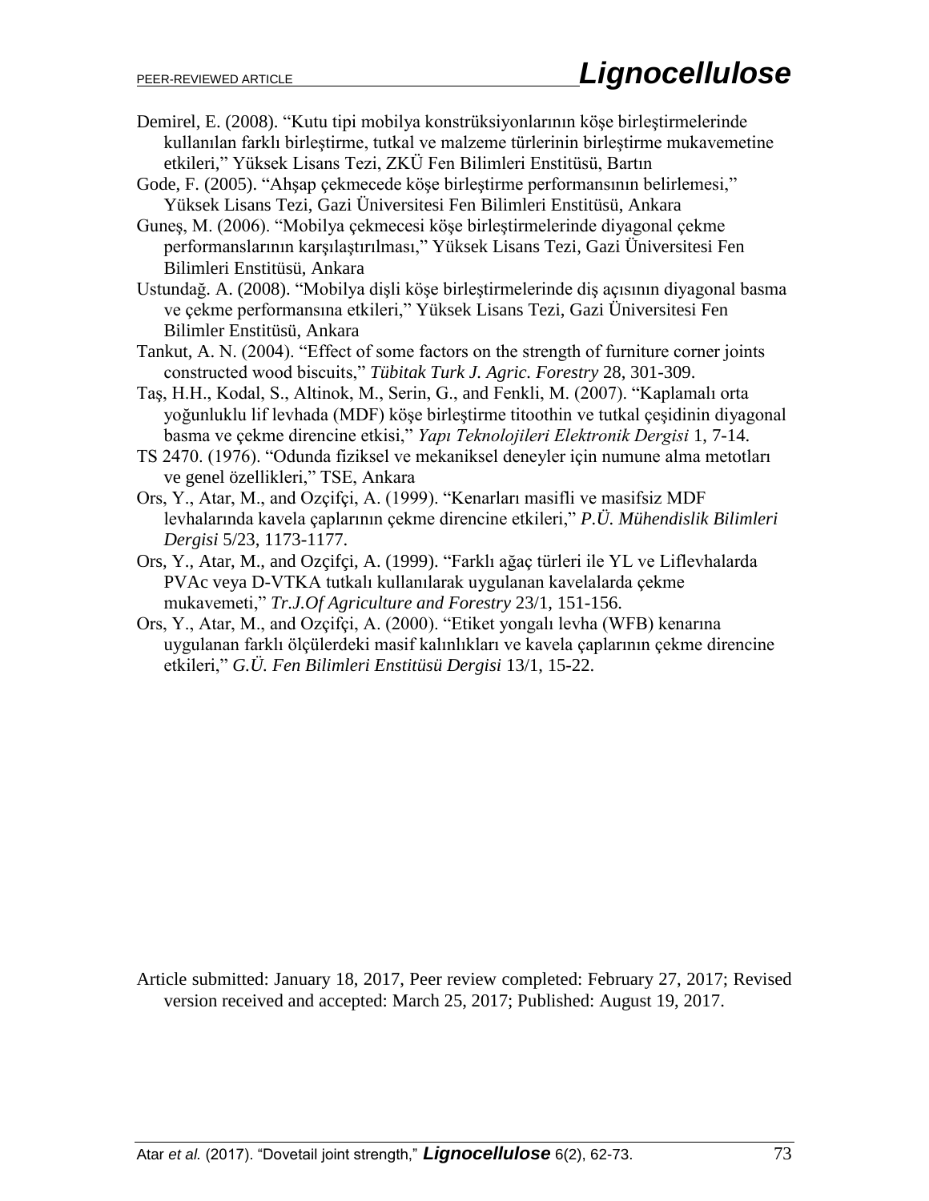Demirel, E. (2008). "Kutu tipi mobilya konstrüksiyonlarının köşe birleştirmelerinde kullanılan farklı birleştirme, tutkal ve malzeme türlerinin birleştirme mukavemetine etkileri," Yüksek Lisans Tezi, ZKÜ Fen Bilimleri Enstitüsü, Bartın

Gode, F. (2005). "Ahşap çekmecede köşe birleştirme performansının belirlemesi," Yüksek Lisans Tezi, Gazi Üniversitesi Fen Bilimleri Enstitüsü, Ankara

Guneş, M. (2006). "Mobilya çekmecesi köşe birleştirmelerinde diyagonal çekme performanslarının karşılaştırılması," Yüksek Lisans Tezi, Gazi Üniversitesi Fen Bilimleri Enstitüsü, Ankara

Ustundağ. A. (2008). "Mobilya dişli köşe birleştirmelerinde diş açısının diyagonal basma ve çekme performansına etkileri," Yüksek Lisans Tezi, Gazi Üniversitesi Fen Bilimler Enstitüsü, Ankara

Tankut, A. N. (2004). "Effect of some factors on the strength of furniture corner joints constructed wood biscuits," *Tübitak Turk J. Agric. Forestry* 28, 301-309.

Taş, H.H., Kodal, S., Altinok, M., Serin, G., and Fenkli, M. (2007). "Kaplamalı orta yoğunluklu lif levhada (MDF) köşe birleştirme titoothin ve tutkal çeşidinin diyagonal basma ve çekme direncine etkisi," *Yapı Teknolojileri Elektronik Dergisi* 1, 7-14.

TS 2470. (1976). "Odunda fiziksel ve mekaniksel deneyler için numune alma metotları ve genel özellikleri," TSE, Ankara

Ors, Y., Atar, M., and Ozçifçi, A. (1999). "Kenarları masifli ve masifsiz MDF levhalarında kavela çaplarının çekme direncine etkileri," *P.Ü. Mühendislik Bilimleri Dergisi* 5/23, 1173-1177.

Ors, Y., Atar, M., and Ozçifçi, A. (1999). "Farklı ağaç türleri ile YL ve Liflevhalarda PVAc veya D-VTKA tutkalı kullanılarak uygulanan kavelalarda çekme mukavemeti," *Tr.J.Of Agriculture and Forestry* 23/1, 151-156.

Ors, Y., Atar, M., and Ozçifçi, A. (2000). "Etiket yongalı levha (WFB) kenarına uygulanan farklı ölçülerdeki masif kalınlıkları ve kavela çaplarının çekme direncine etkileri," *G.Ü. Fen Bilimleri Enstitüsü Dergisi* 13/1, 15-22.

Article submitted: January 18, 2017, Peer review completed: February 27, 2017; Revised version received and accepted: March 25, 2017; Published: August 19, 2017.